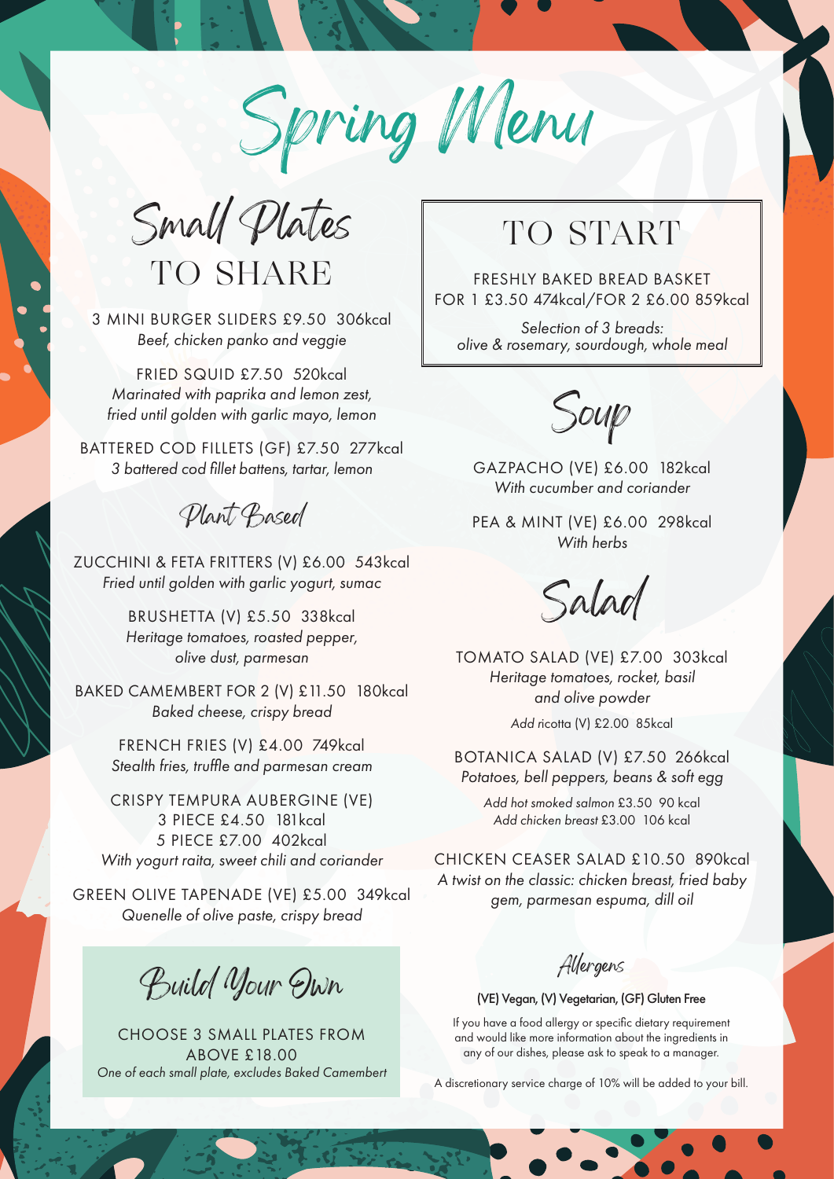# Spring Menu

## Small Plates TO SHARE

3 MINI BURGER SLIDERS £9.50 306kcal
*Beef, chicken panko and veggie*

FRIED SQUID £7.50 520kcal
*Marinated with paprika and lemon zest, fried until golden with garlic mayo, lemon*

BATTERED COD FILLETS (GF) £7.50 277kcal
*3 battered cod fillet battens, tartar, lemon*

### Plant Based

ZUCCHINI & FETA FRITTERS (V) £6.00 543kcal
*Fried until golden with garlic yogurt, sumac*

BRUSHETTA (V) £5.50 338kcal
*Heritage tomatoes, roasted pepper, olive dust, parmesan*

BAKED CAMEMBERT FOR 2 (V) £11.50 180kcal
*Baked cheese, crispy bread*

FRENCH FRIES (V) £4.00 749kcal
*Stealth fries, truffle and parmesan cream*

CRISPY TEMPURA AUBERGINE (VE)
3 PIECE £4.50 181kcal
5 PIECE £7.00 402kcal
*With yogurt raita, sweet chili and coriander*

GREEN OLIVE TAPENADE (VE) £5.00 349kcal
*Quenelle of olive paste, crispy bread*

### Build Your Own

CHOOSE 3 SMALL PLATES FROM ABOVE £18.00
*One of each small plate, excludes Baked Camembert*

## TO START

FRESHLY BAKED BREAD BASKET
FOR 1 £3.50 474kcal/FOR 2 £6.00 859kcal
*Selection of 3 breads: olive & rosemary, sourdough, whole meal*

### Soup

GAZPACHO (VE) £6.00 182kcal
*With cucumber and coriander*

PEA & MINT (VE) £6.00 298kcal
*With herbs*

### Salad

TOMATO SALAD (VE) £7.00 303kcal
*Heritage tomatoes, rocket, basil and olive powder*
*Add ricotta (V)* £2.00 85kcal

BOTANICA SALAD (V) £7.50 266kcal
*Potatoes, bell peppers, beans & soft egg*
*Add hot smoked salmon* £3.50 90 kcal
*Add chicken breast* £3.00 106 kcal

CHICKEN CEASER SALAD £10.50 890kcal
*A twist on the classic: chicken breast, fried baby gem, parmesan espuma, dill oil*

### Allergens

**(VE) Vegan, (V) Vegetarian, (GF) Gluten Free**

If you have a food allergy or specific dietary requirement and would like more information about the ingredients in any of our dishes, please ask to speak to a manager.

A discretionary service charge of 10% will be added to your bill.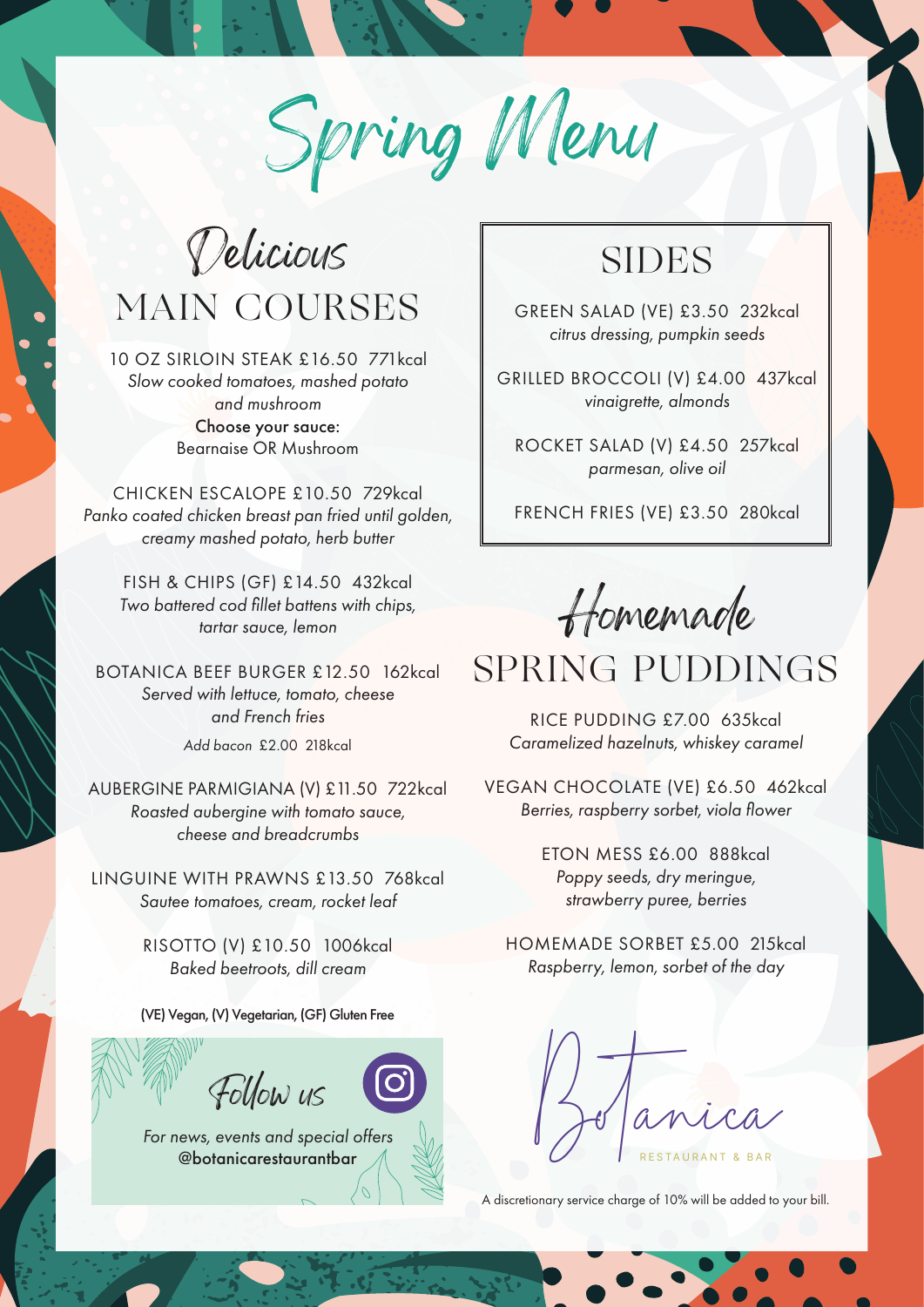# Spring Menu

## Delicious MAIN COURSES

10 OZ SIRLOIN STEAK £16.50 771kcal
*Slow cooked tomatoes, mashed potato and mushroom*
Choose your sauce:
Bearnaise OR Mushroom

CHICKEN ESCALOPE £10.50 729kcal
*Panko coated chicken breast pan fried until golden, creamy mashed potato, herb butter*

FISH & CHIPS (GF) £14.50 432kcal
*Two battered cod fillet battens with chips, tartar sauce, lemon*

BOTANICA BEEF BURGER £12.50 162kcal
*Served with lettuce, tomato, cheese and French fries*
*Add bacon* £2.00 218kcal

AUBERGINE PARMIGIANA (V) £11.50 722kcal
*Roasted aubergine with tomato sauce, cheese and breadcrumbs*

LINGUINE WITH PRAWNS £13.50 768kcal
*Sautee tomatoes, cream, rocket leaf*

RISOTTO (V) £10.50 1006kcal
*Baked beetroots, dill cream*

(VE) Vegan, (V) Vegetarian, (GF) Gluten Free

Follow us

*For news, events and special offers*
@botanicarestaurantbar

## SIDES

GREEN SALAD (VE) £3.50 232kcal
*citrus dressing, pumpkin seeds*

GRILLED BROCCOLI (V) £4.00 437kcal
*vinaigrette, almonds*

ROCKET SALAD (V) £4.50 257kcal
*parmesan, olive oil*

FRENCH FRIES (VE) £3.50 280kcal

## Homemade SPRING PUDDINGS

RICE PUDDING £7.00 635kcal
*Caramelized hazelnuts, whiskey caramel*

VEGAN CHOCOLATE (VE) £6.50 462kcal
*Berries, raspberry sorbet, viola flower*

ETON MESS £6.00 888kcal
*Poppy seeds, dry meringue, strawberry puree, berries*

HOMEMADE SORBET £5.00 215kcal
*Raspberry, lemon, sorbet of the day*

Botanica
RESTAURANT & BAR

A discretionary service charge of 10% will be added to your bill.